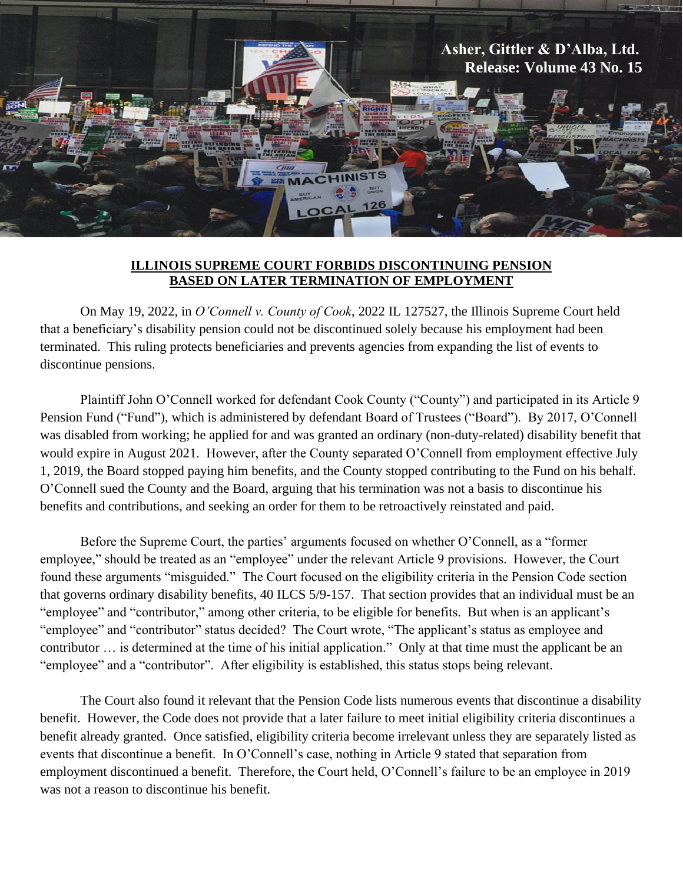Asher, Gittler & D'Alba, Ltd.
Release: Volume 43 No. 15

## ILLINOIS SUPREME COURT FORBIDS DISCONTINUING PENSION BASED ON LATER TERMINATION OF EMPLOYMENT

On May 19, 2022, in *O'Connell v. County of Cook*, 2022 IL 127527, the Illinois Supreme Court held that a beneficiary's disability pension could not be discontinued solely because his employment had been terminated. This ruling protects beneficiaries and prevents agencies from expanding the list of events to discontinue pensions.

Plaintiff John O'Connell worked for defendant Cook County ("County") and participated in its Article 9 Pension Fund ("Fund"), which is administered by defendant Board of Trustees ("Board"). By 2017, O'Connell was disabled from working; he applied for and was granted an ordinary (non-duty-related) disability benefit that would expire in August 2021. However, after the County separated O'Connell from employment effective July 1, 2019, the Board stopped paying him benefits, and the County stopped contributing to the Fund on his behalf. O'Connell sued the County and the Board, arguing that his termination was not a basis to discontinue his benefits and contributions, and seeking an order for them to be retroactively reinstated and paid.

Before the Supreme Court, the parties' arguments focused on whether O'Connell, as a "former employee," should be treated as an "employee" under the relevant Article 9 provisions. However, the Court found these arguments "misguided." The Court focused on the eligibility criteria in the Pension Code section that governs ordinary disability benefits, 40 ILCS 5/9-157. That section provides that an individual must be an "employee" and "contributor," among other criteria, to be eligible for benefits. But when is an applicant's "employee" and "contributor" status decided? The Court wrote, "The applicant's status as employee and contributor … is determined at the time of his initial application." Only at that time must the applicant be an "employee" and a "contributor". After eligibility is established, this status stops being relevant.

The Court also found it relevant that the Pension Code lists numerous events that discontinue a disability benefit. However, the Code does not provide that a later failure to meet initial eligibility criteria discontinues a benefit already granted. Once satisfied, eligibility criteria become irrelevant unless they are separately listed as events that discontinue a benefit. In O'Connell's case, nothing in Article 9 stated that separation from employment discontinued a benefit. Therefore, the Court held, O'Connell's failure to be an employee in 2019 was not a reason to discontinue his benefit.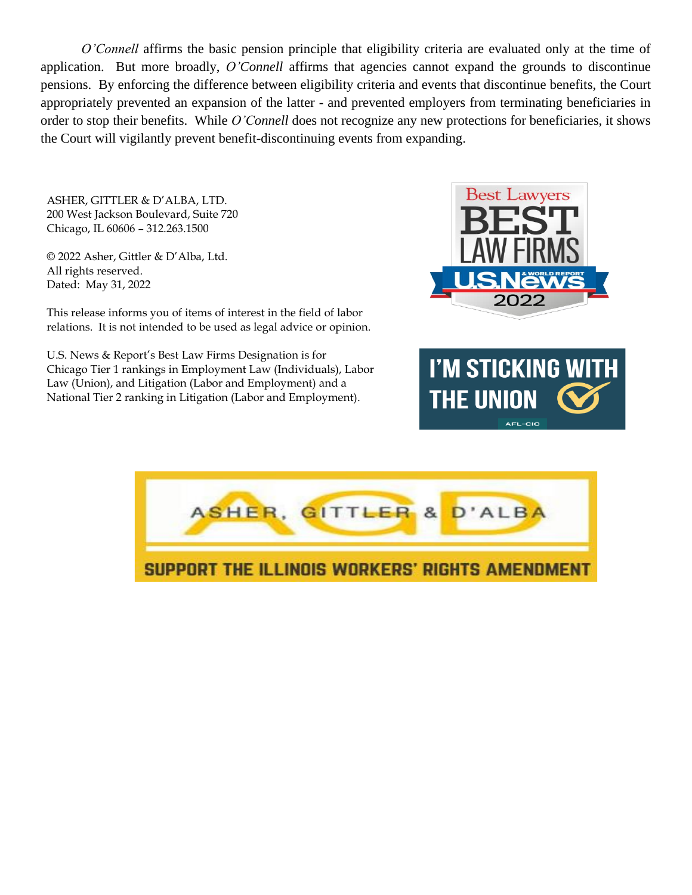*O'Connell* affirms the basic pension principle that eligibility criteria are evaluated only at the time of application. But more broadly, *O'Connell* affirms that agencies cannot expand the grounds to discontinue pensions. By enforcing the difference between eligibility criteria and events that discontinue benefits, the Court appropriately prevented an expansion of the latter - and prevented employers from terminating beneficiaries in order to stop their benefits. While *O'Connell* does not recognize any new protections for beneficiaries, it shows the Court will vigilantly prevent benefit-discontinuing events from expanding.

ASHER, GITTLER & D'ALBA, LTD.
200 West Jackson Boulevard, Suite 720
Chicago, IL 60606 – 312.263.1500

© 2022 Asher, Gittler & D'Alba, Ltd.
All rights reserved.
Dated: May 31, 2022

This release informs you of items of interest in the field of labor relations. It is not intended to be used as legal advice or opinion.

U.S. News & Report's Best Law Firms Designation is for Chicago Tier 1 rankings in Employment Law (Individuals), Labor Law (Union), and Litigation (Labor and Employment) and a National Tier 2 ranking in Litigation (Labor and Employment).

Best Lawyers
BEST
LAW FIRMS
U.S.News & WORLD REPORT
2022

I'M STICKING WITH THE UNION
AFL-CIO

ASHER, GITTLER & D'ALBA

SUPPORT THE ILLINOIS WORKERS' RIGHTS AMENDMENT